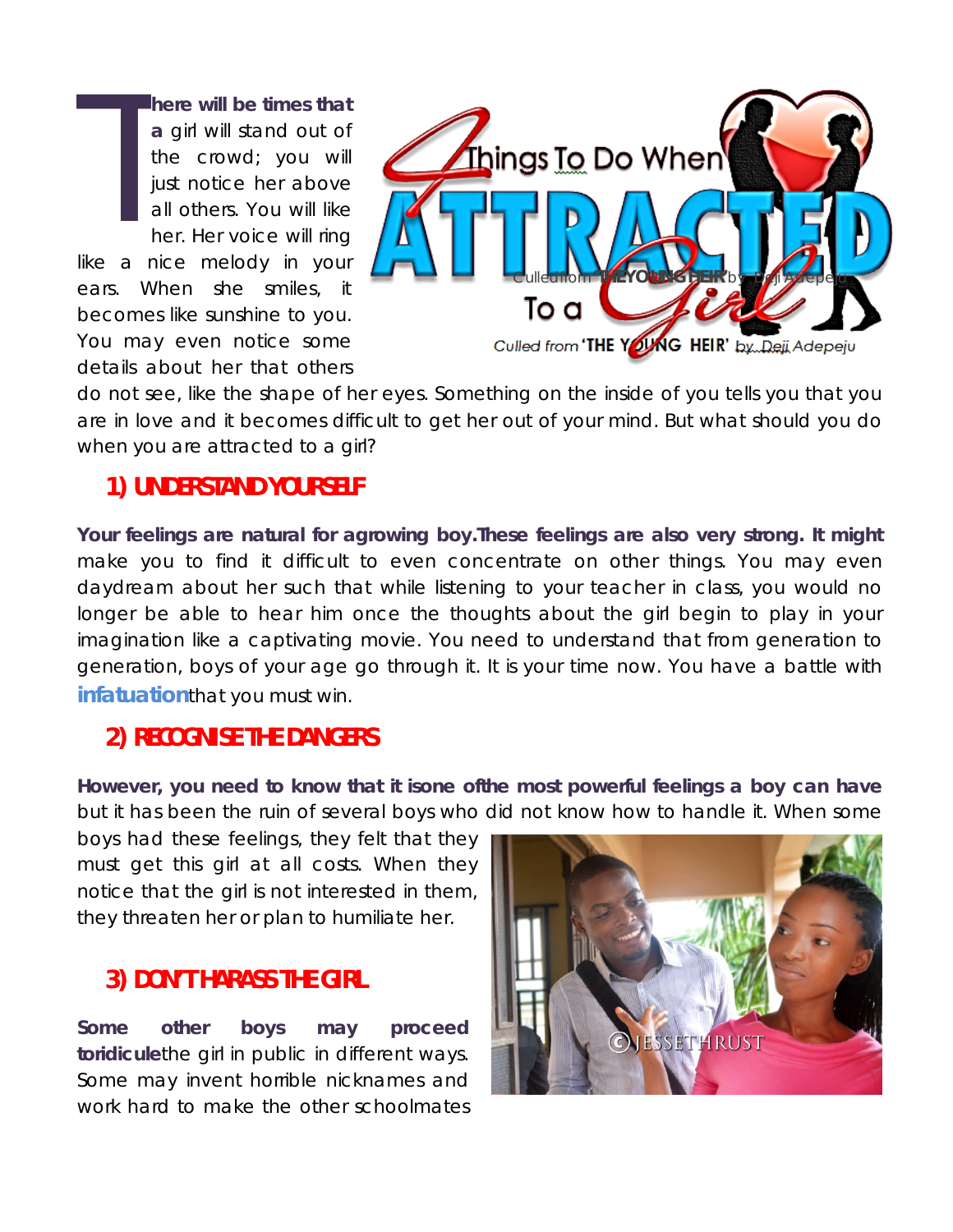**There will be times that a** girl will stand out of the crowd; you will just notice her above all others. You will like her. Her voice will ring like a nice melody in your ears. When she smiles, it becomes like sunshine to you. You may even notice some details about her that others do not see, like the shape of her eyes. Something on the inside of you tells you that you are in love and it becomes difficult to get her out of your mind. But what should you do when you are attracted to a girl?

## 1) UNDERSTAND YOURSELF

**Your feelings are natural for agrowing boy.These feelings are also very strong. It might** make you to find it difficult to even concentrate on other things. You may even daydream about her such that while listening to your teacher in class, you would no longer be able to hear him once the thoughts about the girl begin to play in your imagination like a captivating movie. You need to understand that from generation to generation, boys of your age go through it. It is your time now. You have a battle with **infatuation**that you must win.

## 2) RECOGNISE THE DANGERS

**However, you need to know that it isone ofthe most powerful feelings a boy can have** but it has been the ruin of several boys who did not know how to handle it. When some boys had these feelings, they felt that they must get this girl at all costs. When they notice that the girl is not interested in them, they threaten her or plan to humiliate her.

## 3) DON'T HARASS THE GIRL

**Some other boys may proceed toridicule**the girl in public in different ways. Some may invent horrible nicknames and work hard to make the other schoolmates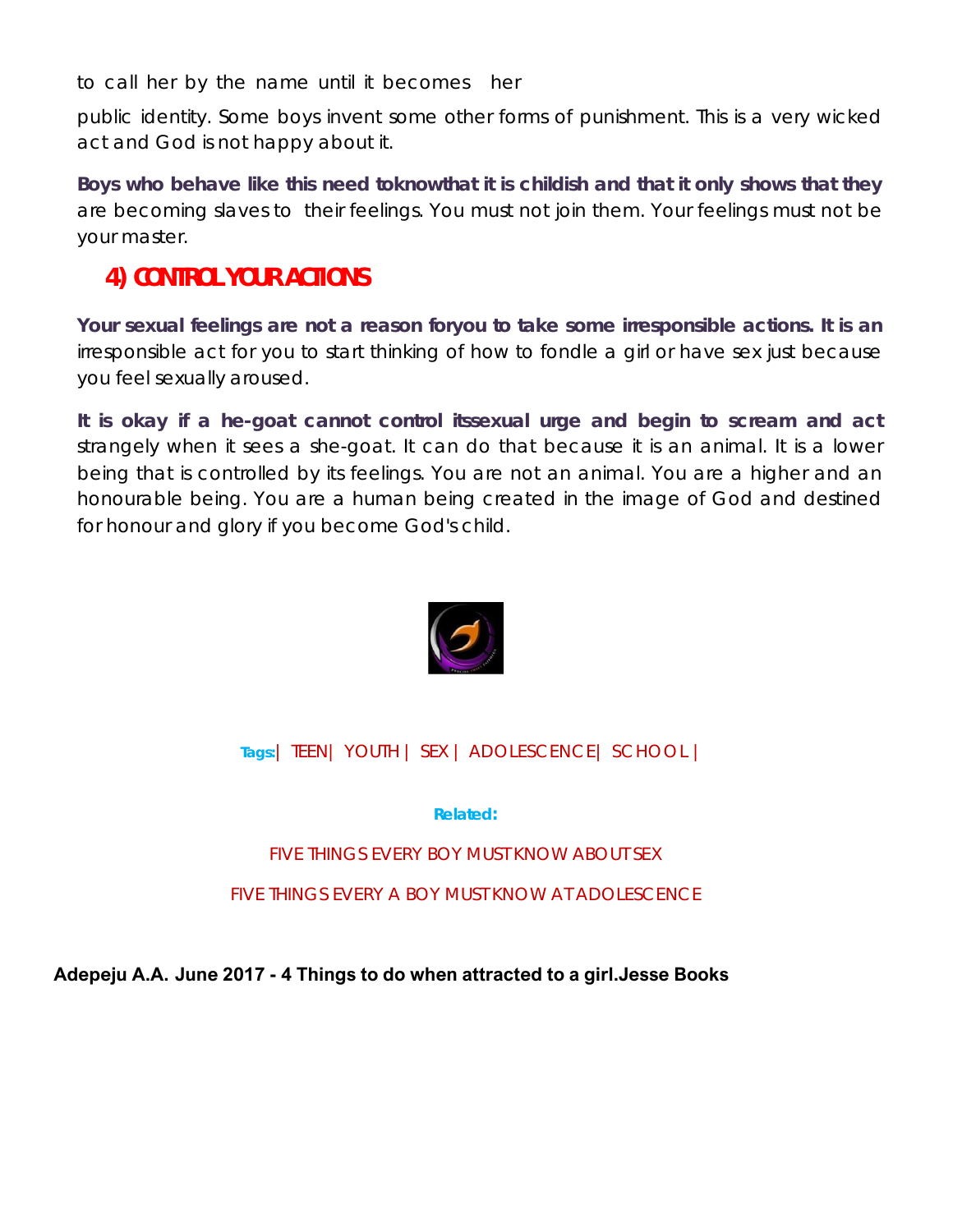to call her by the name until it becomes her

public identity. Some boys invent some other forms of punishment. This is a very wicked act and God is not happy about it.

**Boys who behave like this need toknowthat it is childish and that it only shows that they** are becoming slaves to their feelings. You must not join them. Your feelings must not be your master.

## 4) CONTROL YOUR ACTIONS

**Your sexual feelings are not a reason foryou to take some irresponsible actions. It is an** irresponsible act for you to start thinking of how to fondle a girl or have sex just because you feel sexually aroused.

**It is okay if a he-goat cannot control itssexual urge and begin to scream and act** strangely when it sees a she-goat. It can do that because it is an animal. It is a lower being that is controlled by its feelings. You are not an animal. You are a higher and an honourable being. You are a human being created in the image of God and destined for honour and glory if you become God's child.

**Tags:** | TEEN | YOUTH | SEX | ADOLESCENCE | SCHOOL |

**Related:**

FIVE THINGS EVERY BOY MUST KNOW ABOUT SEX

FIVE THINGS EVERY A BOY MUST KNOW AT ADOLESCENCE

**Adepeju A.A. June 2017 - 4 Things to do when attracted to a girl.Jesse Books**